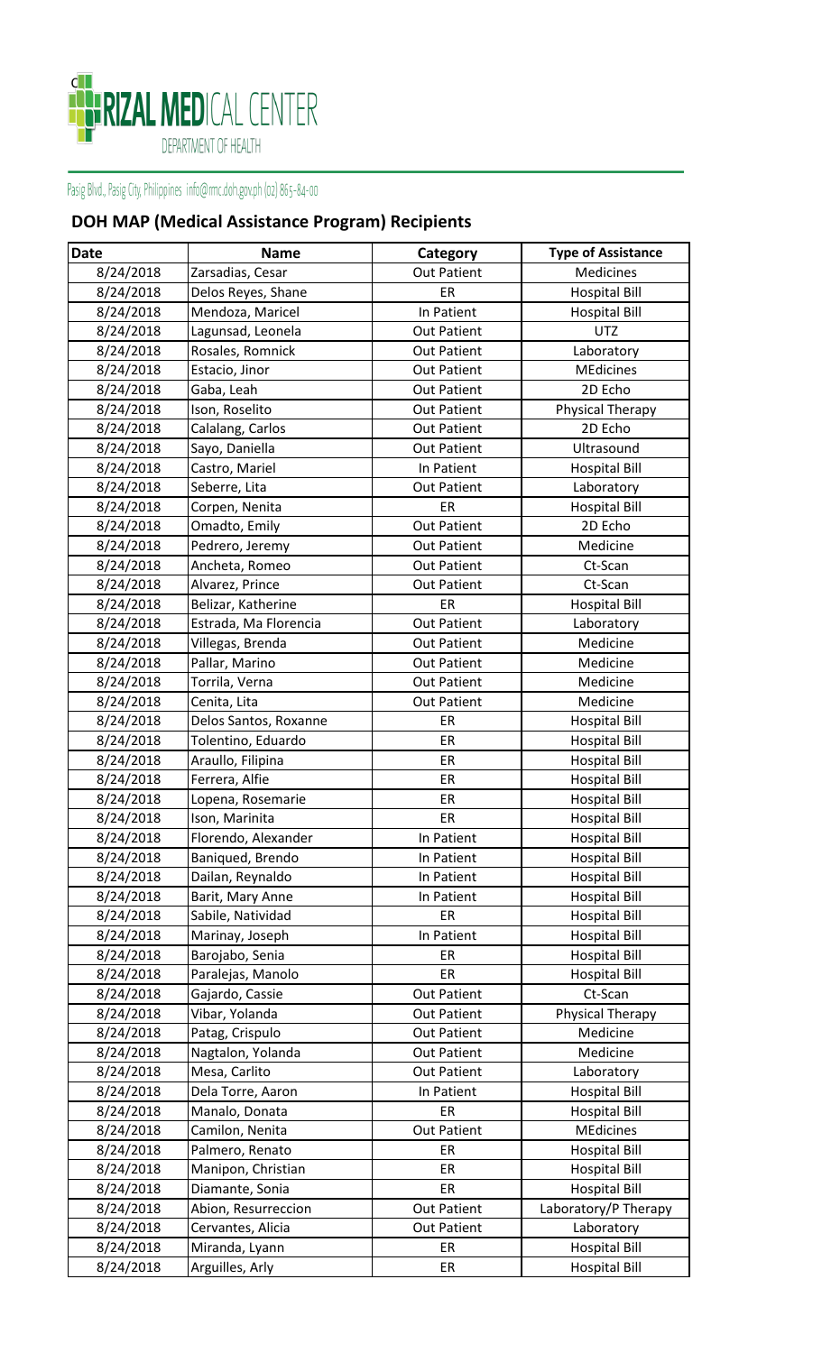RIZAL MEDICAL CENTER
DEPARTMENT OF HEALTH

Pasig Blvd., Pasig City, Philippines info@rmc.doh.gov.ph (02) 865-84-00

## DOH MAP (Medical Assistance Program) Recipients

| Date | Name | Category | Type of Assistance |
| --- | --- | --- | --- |
| 8/24/2018 | Zarsadias, Cesar | Out Patient | Medicines |
| 8/24/2018 | Delos Reyes, Shane | ER | Hospital Bill |
| 8/24/2018 | Mendoza, Maricel | In Patient | Hospital Bill |
| 8/24/2018 | Lagunsad, Leonela | Out Patient | UTZ |
| 8/24/2018 | Rosales, Romnick | Out Patient | Laboratory |
| 8/24/2018 | Estacio, Jinor | Out Patient | MEdicines |
| 8/24/2018 | Gaba, Leah | Out Patient | 2D Echo |
| 8/24/2018 | Ison, Roselito | Out Patient | Physical Therapy |
| 8/24/2018 | Calalang, Carlos | Out Patient | 2D Echo |
| 8/24/2018 | Sayo, Daniella | Out Patient | Ultrasound |
| 8/24/2018 | Castro, Mariel | In Patient | Hospital Bill |
| 8/24/2018 | Seberre, Lita | Out Patient | Laboratory |
| 8/24/2018 | Corpen, Nenita | ER | Hospital Bill |
| 8/24/2018 | Omadto, Emily | Out Patient | 2D Echo |
| 8/24/2018 | Pedrero, Jeremy | Out Patient | Medicine |
| 8/24/2018 | Ancheta, Romeo | Out Patient | Ct-Scan |
| 8/24/2018 | Alvarez, Prince | Out Patient | Ct-Scan |
| 8/24/2018 | Belizar, Katherine | ER | Hospital Bill |
| 8/24/2018 | Estrada, Ma Florencia | Out Patient | Laboratory |
| 8/24/2018 | Villegas, Brenda | Out Patient | Medicine |
| 8/24/2018 | Pallar, Marino | Out Patient | Medicine |
| 8/24/2018 | Torrila, Verna | Out Patient | Medicine |
| 8/24/2018 | Cenita, Lita | Out Patient | Medicine |
| 8/24/2018 | Delos Santos, Roxanne | ER | Hospital Bill |
| 8/24/2018 | Tolentino, Eduardo | ER | Hospital Bill |
| 8/24/2018 | Araullo, Filipina | ER | Hospital Bill |
| 8/24/2018 | Ferrera, Alfie | ER | Hospital Bill |
| 8/24/2018 | Lopena, Rosemarie | ER | Hospital Bill |
| 8/24/2018 | Ison, Marinita | ER | Hospital Bill |
| 8/24/2018 | Florendo, Alexander | In Patient | Hospital Bill |
| 8/24/2018 | Baniqued, Brendo | In Patient | Hospital Bill |
| 8/24/2018 | Dailan, Reynaldo | In Patient | Hospital Bill |
| 8/24/2018 | Barit, Mary Anne | In Patient | Hospital Bill |
| 8/24/2018 | Sabile, Natividad | ER | Hospital Bill |
| 8/24/2018 | Marinay, Joseph | In Patient | Hospital Bill |
| 8/24/2018 | Barojabo, Senia | ER | Hospital Bill |
| 8/24/2018 | Paralejas, Manolo | ER | Hospital Bill |
| 8/24/2018 | Gajardo, Cassie | Out Patient | Ct-Scan |
| 8/24/2018 | Vibar, Yolanda | Out Patient | Physical Therapy |
| 8/24/2018 | Patag, Crispulo | Out Patient | Medicine |
| 8/24/2018 | Nagtalon, Yolanda | Out Patient | Medicine |
| 8/24/2018 | Mesa, Carlito | Out Patient | Laboratory |
| 8/24/2018 | Dela Torre, Aaron | In Patient | Hospital Bill |
| 8/24/2018 | Manalo, Donata | ER | Hospital Bill |
| 8/24/2018 | Camilon, Nenita | Out Patient | MEdicines |
| 8/24/2018 | Palmero, Renato | ER | Hospital Bill |
| 8/24/2018 | Manipon, Christian | ER | Hospital Bill |
| 8/24/2018 | Diamante, Sonia | ER | Hospital Bill |
| 8/24/2018 | Abion, Resurreccion | Out Patient | Laboratory/P Therapy |
| 8/24/2018 | Cervantes, Alicia | Out Patient | Laboratory |
| 8/24/2018 | Miranda, Lyann | ER | Hospital Bill |
| 8/24/2018 | Arguilles, Arly | ER | Hospital Bill |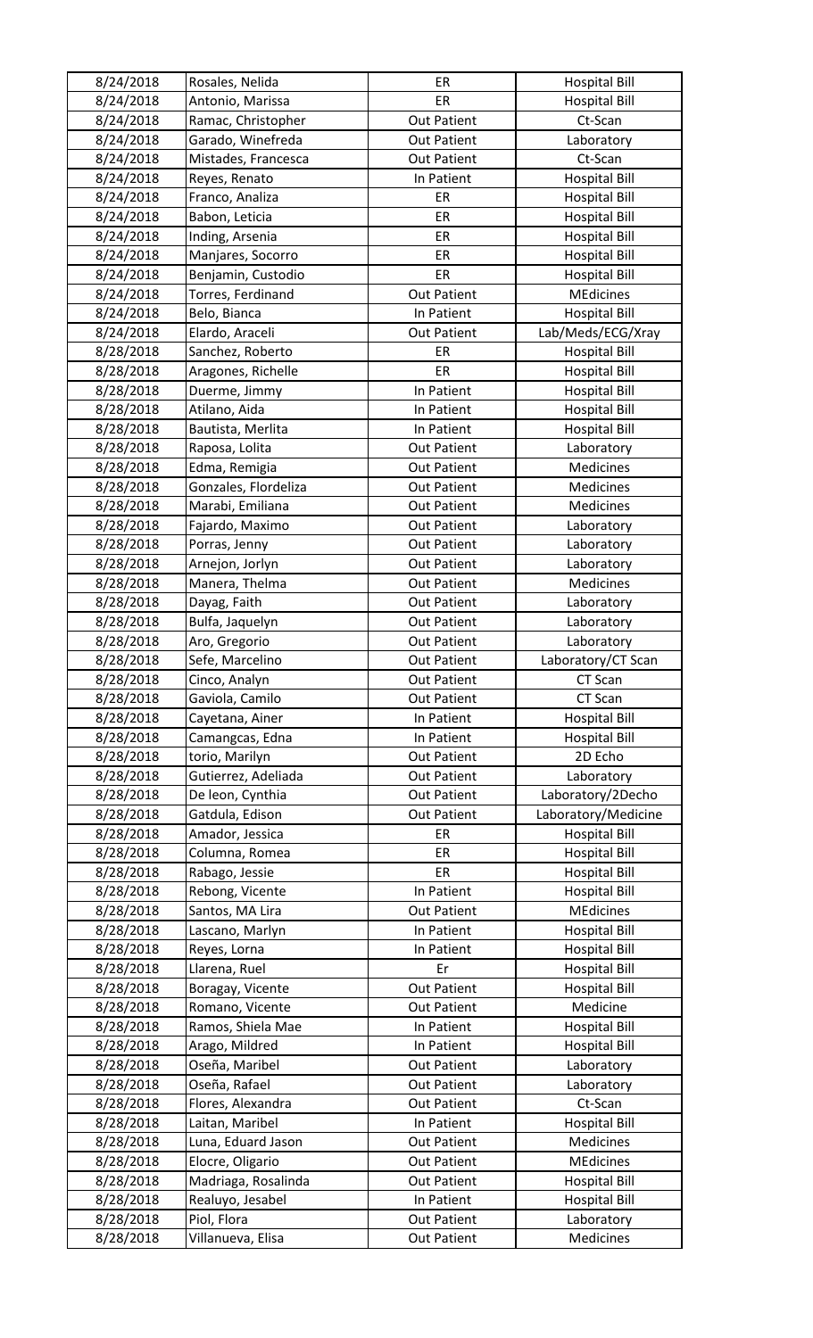| 8/24/2018 | Rosales, Nelida | ER | Hospital Bill |
|---|---|---|---|
| 8/24/2018 | Antonio, Marissa | ER | Hospital Bill |
| 8/24/2018 | Ramac, Christopher | Out Patient | Ct-Scan |
| 8/24/2018 | Garado, Winefreda | Out Patient | Laboratory |
| 8/24/2018 | Mistades, Francesca | Out Patient | Ct-Scan |
| 8/24/2018 | Reyes, Renato | In Patient | Hospital Bill |
| 8/24/2018 | Franco, Analiza | ER | Hospital Bill |
| 8/24/2018 | Babon, Leticia | ER | Hospital Bill |
| 8/24/2018 | Inding, Arsenia | ER | Hospital Bill |
| 8/24/2018 | Manjares, Socorro | ER | Hospital Bill |
| 8/24/2018 | Benjamin, Custodio | ER | Hospital Bill |
| 8/24/2018 | Torres, Ferdinand | Out Patient | MEdicines |
| 8/24/2018 | Belo, Bianca | In Patient | Hospital Bill |
| 8/24/2018 | Elardo, Araceli | Out Patient | Lab/Meds/ECG/Xray |
| 8/28/2018 | Sanchez, Roberto | ER | Hospital Bill |
| 8/28/2018 | Aragones, Richelle | ER | Hospital Bill |
| 8/28/2018 | Duerme, Jimmy | In Patient | Hospital Bill |
| 8/28/2018 | Atilano, Aida | In Patient | Hospital Bill |
| 8/28/2018 | Bautista, Merlita | In Patient | Hospital Bill |
| 8/28/2018 | Raposa, Lolita | Out Patient | Laboratory |
| 8/28/2018 | Edma, Remigia | Out Patient | Medicines |
| 8/28/2018 | Gonzales, Flordeliza | Out Patient | Medicines |
| 8/28/2018 | Marabi, Emiliana | Out Patient | Medicines |
| 8/28/2018 | Fajardo, Maximo | Out Patient | Laboratory |
| 8/28/2018 | Porras, Jenny | Out Patient | Laboratory |
| 8/28/2018 | Arnejon, Jorlyn | Out Patient | Laboratory |
| 8/28/2018 | Manera, Thelma | Out Patient | Medicines |
| 8/28/2018 | Dayag, Faith | Out Patient | Laboratory |
| 8/28/2018 | Bulfa, Jaquelyn | Out Patient | Laboratory |
| 8/28/2018 | Aro, Gregorio | Out Patient | Laboratory |
| 8/28/2018 | Sefe, Marcelino | Out Patient | Laboratory/CT Scan |
| 8/28/2018 | Cinco, Analyn | Out Patient | CT Scan |
| 8/28/2018 | Gaviola, Camilo | Out Patient | CT Scan |
| 8/28/2018 | Cayetana, Ainer | In Patient | Hospital Bill |
| 8/28/2018 | Camangcas, Edna | In Patient | Hospital Bill |
| 8/28/2018 | torio, Marilyn | Out Patient | 2D Echo |
| 8/28/2018 | Gutierrez, Adeliada | Out Patient | Laboratory |
| 8/28/2018 | De leon, Cynthia | Out Patient | Laboratory/2Decho |
| 8/28/2018 | Gatdula, Edison | Out Patient | Laboratory/Medicine |
| 8/28/2018 | Amador, Jessica | ER | Hospital Bill |
| 8/28/2018 | Columna, Romea | ER | Hospital Bill |
| 8/28/2018 | Rabago, Jessie | ER | Hospital Bill |
| 8/28/2018 | Rebong, Vicente | In Patient | Hospital Bill |
| 8/28/2018 | Santos, MA Lira | Out Patient | MEdicines |
| 8/28/2018 | Lascano, Marlyn | In Patient | Hospital Bill |
| 8/28/2018 | Reyes, Lorna | In Patient | Hospital Bill |
| 8/28/2018 | Llarena, Ruel | Er | Hospital Bill |
| 8/28/2018 | Boragay, Vicente | Out Patient | Hospital Bill |
| 8/28/2018 | Romano, Vicente | Out Patient | Medicine |
| 8/28/2018 | Ramos, Shiela Mae | In Patient | Hospital Bill |
| 8/28/2018 | Arago, Mildred | In Patient | Hospital Bill |
| 8/28/2018 | Oseña, Maribel | Out Patient | Laboratory |
| 8/28/2018 | Oseña, Rafael | Out Patient | Laboratory |
| 8/28/2018 | Flores, Alexandra | Out Patient | Ct-Scan |
| 8/28/2018 | Laitan, Maribel | In Patient | Hospital Bill |
| 8/28/2018 | Luna, Eduard Jason | Out Patient | Medicines |
| 8/28/2018 | Elocre, Oligario | Out Patient | MEdicines |
| 8/28/2018 | Madriaga, Rosalinda | Out Patient | Hospital Bill |
| 8/28/2018 | Realuyo, Jesabel | In Patient | Hospital Bill |
| 8/28/2018 | Piol, Flora | Out Patient | Laboratory |
| 8/28/2018 | Villanueva, Elisa | Out Patient | Medicines |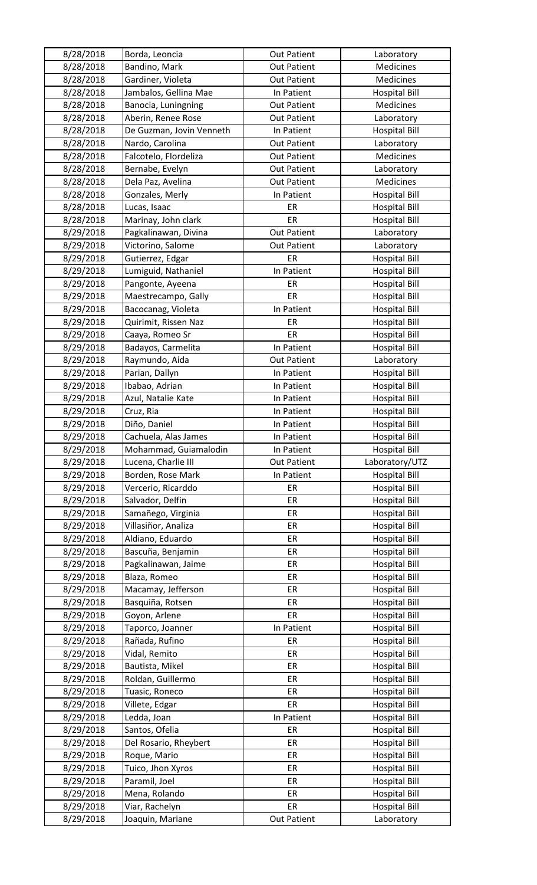| 8/28/2018 | Borda, Leoncia | Out Patient | Laboratory |
|---|---|---|---|
| 8/28/2018 | Bandino, Mark | Out Patient | Medicines |
| 8/28/2018 | Gardiner, Violeta | Out Patient | Medicines |
| 8/28/2018 | Jambalos, Gellina Mae | In Patient | Hospital Bill |
| 8/28/2018 | Banocia, Luningning | Out Patient | Medicines |
| 8/28/2018 | Aberin, Renee Rose | Out Patient | Laboratory |
| 8/28/2018 | De Guzman, Jovin Venneth | In Patient | Hospital Bill |
| 8/28/2018 | Nardo, Carolina | Out Patient | Laboratory |
| 8/28/2018 | Falcotelo, Flordeliza | Out Patient | Medicines |
| 8/28/2018 | Bernabe, Evelyn | Out Patient | Laboratory |
| 8/28/2018 | Dela Paz, Avelina | Out Patient | Medicines |
| 8/28/2018 | Gonzales, Merly | In Patient | Hospital Bill |
| 8/28/2018 | Lucas, Isaac | ER | Hospital Bill |
| 8/28/2018 | Marinay, John clark | ER | Hospital Bill |
| 8/29/2018 | Pagkalinawan, Divina | Out Patient | Laboratory |
| 8/29/2018 | Victorino, Salome | Out Patient | Laboratory |
| 8/29/2018 | Gutierrez, Edgar | ER | Hospital Bill |
| 8/29/2018 | Lumiguid, Nathaniel | In Patient | Hospital Bill |
| 8/29/2018 | Pangonte, Ayeena | ER | Hospital Bill |
| 8/29/2018 | Maestrecampo, Gally | ER | Hospital Bill |
| 8/29/2018 | Bacocanag, Violeta | In Patient | Hospital Bill |
| 8/29/2018 | Quirimit, Rissen Naz | ER | Hospital Bill |
| 8/29/2018 | Caaya, Romeo Sr | ER | Hospital Bill |
| 8/29/2018 | Badayos, Carmelita | In Patient | Hospital Bill |
| 8/29/2018 | Raymundo, Aida | Out Patient | Laboratory |
| 8/29/2018 | Parian, Dallyn | In Patient | Hospital Bill |
| 8/29/2018 | Ibabao, Adrian | In Patient | Hospital Bill |
| 8/29/2018 | Azul, Natalie Kate | In Patient | Hospital Bill |
| 8/29/2018 | Cruz, Ria | In Patient | Hospital Bill |
| 8/29/2018 | Diño, Daniel | In Patient | Hospital Bill |
| 8/29/2018 | Cachuela, Alas James | In Patient | Hospital Bill |
| 8/29/2018 | Mohammad, Guiamalodin | In Patient | Hospital Bill |
| 8/29/2018 | Lucena, Charlie III | Out Patient | Laboratory/UTZ |
| 8/29/2018 | Borden, Rose Mark | In Patient | Hospital Bill |
| 8/29/2018 | Vercerio, Ricarddo | ER | Hospital Bill |
| 8/29/2018 | Salvador, Delfin | ER | Hospital Bill |
| 8/29/2018 | Samañego, Virginia | ER | Hospital Bill |
| 8/29/2018 | Villasiñor, Analiza | ER | Hospital Bill |
| 8/29/2018 | Aldiano, Eduardo | ER | Hospital Bill |
| 8/29/2018 | Bascuña, Benjamin | ER | Hospital Bill |
| 8/29/2018 | Pagkalinawan, Jaime | ER | Hospital Bill |
| 8/29/2018 | Blaza, Romeo | ER | Hospital Bill |
| 8/29/2018 | Macamay, Jefferson | ER | Hospital Bill |
| 8/29/2018 | Basquiña, Rotsen | ER | Hospital Bill |
| 8/29/2018 | Goyon, Arlene | ER | Hospital Bill |
| 8/29/2018 | Taporco, Joanner | In Patient | Hospital Bill |
| 8/29/2018 | Rañada, Rufino | ER | Hospital Bill |
| 8/29/2018 | Vidal, Remito | ER | Hospital Bill |
| 8/29/2018 | Bautista, Mikel | ER | Hospital Bill |
| 8/29/2018 | Roldan, Guillermo | ER | Hospital Bill |
| 8/29/2018 | Tuasic, Roneco | ER | Hospital Bill |
| 8/29/2018 | Villete, Edgar | ER | Hospital Bill |
| 8/29/2018 | Ledda, Joan | In Patient | Hospital Bill |
| 8/29/2018 | Santos, Ofelia | ER | Hospital Bill |
| 8/29/2018 | Del Rosario, Rheybert | ER | Hospital Bill |
| 8/29/2018 | Roque, Mario | ER | Hospital Bill |
| 8/29/2018 | Tuico, Jhon Xyros | ER | Hospital Bill |
| 8/29/2018 | Paramil, Joel | ER | Hospital Bill |
| 8/29/2018 | Mena, Rolando | ER | Hospital Bill |
| 8/29/2018 | Viar, Rachelyn | ER | Hospital Bill |
| 8/29/2018 | Joaquin, Mariane | Out Patient | Laboratory |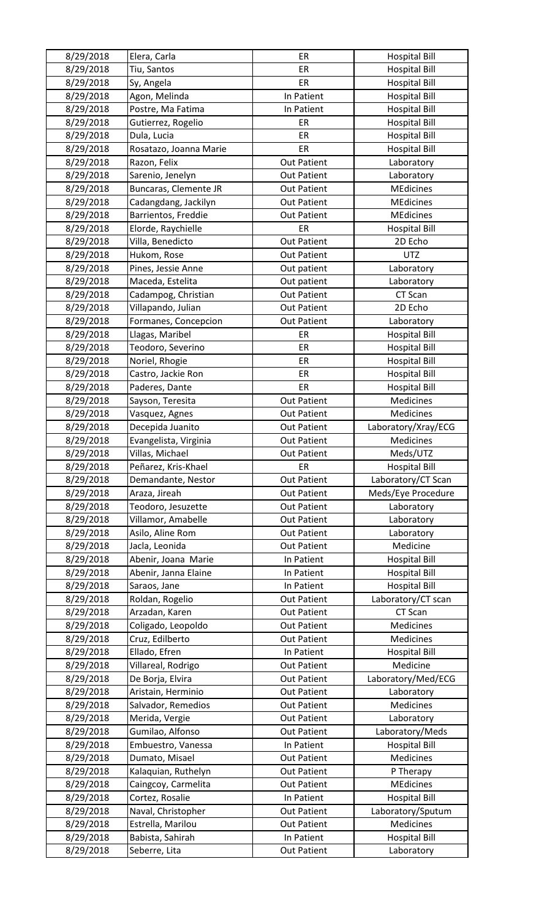| 8/29/2018 | Elera, Carla | ER | Hospital Bill |
|---|---|---|---|
| 8/29/2018 | Tiu, Santos | ER | Hospital Bill |
| 8/29/2018 | Sy, Angela | ER | Hospital Bill |
| 8/29/2018 | Agon, Melinda | In Patient | Hospital Bill |
| 8/29/2018 | Postre, Ma Fatima | In Patient | Hospital Bill |
| 8/29/2018 | Gutierrez, Rogelio | ER | Hospital Bill |
| 8/29/2018 | Dula, Lucia | ER | Hospital Bill |
| 8/29/2018 | Rosatazo, Joanna Marie | ER | Hospital Bill |
| 8/29/2018 | Razon, Felix | Out Patient | Laboratory |
| 8/29/2018 | Sarenio, Jenelyn | Out Patient | Laboratory |
| 8/29/2018 | Buncaras, Clemente JR | Out Patient | MEdicines |
| 8/29/2018 | Cadangdang, Jackilyn | Out Patient | MEdicines |
| 8/29/2018 | Barrientos, Freddie | Out Patient | MEdicines |
| 8/29/2018 | Elorde, Raychielle | ER | Hospital Bill |
| 8/29/2018 | Villa, Benedicto | Out Patient | 2D Echo |
| 8/29/2018 | Hukom, Rose | Out Patient | UTZ |
| 8/29/2018 | Pines, Jessie Anne | Out patient | Laboratory |
| 8/29/2018 | Maceda, Estelita | Out patient | Laboratory |
| 8/29/2018 | Cadampog, Christian | Out Patient | CT Scan |
| 8/29/2018 | Villapando, Julian | Out Patient | 2D Echo |
| 8/29/2018 | Formanes, Concepcion | Out Patient | Laboratory |
| 8/29/2018 | Llagas, Maribel | ER | Hospital Bill |
| 8/29/2018 | Teodoro, Severino | ER | Hospital Bill |
| 8/29/2018 | Noriel, Rhogie | ER | Hospital Bill |
| 8/29/2018 | Castro, Jackie Ron | ER | Hospital Bill |
| 8/29/2018 | Paderes, Dante | ER | Hospital Bill |
| 8/29/2018 | Sayson, Teresita | Out Patient | Medicines |
| 8/29/2018 | Vasquez, Agnes | Out Patient | Medicines |
| 8/29/2018 | Decepida Juanito | Out Patient | Laboratory/Xray/ECG |
| 8/29/2018 | Evangelista, Virginia | Out Patient | Medicines |
| 8/29/2018 | Villas, Michael | Out Patient | Meds/UTZ |
| 8/29/2018 | Peñarez, Kris-Khael | ER | Hospital Bill |
| 8/29/2018 | Demandante, Nestor | Out Patient | Laboratory/CT Scan |
| 8/29/2018 | Araza, Jireah | Out Patient | Meds/Eye Procedure |
| 8/29/2018 | Teodoro, Jesuzette | Out Patient | Laboratory |
| 8/29/2018 | Villamor, Amabelle | Out Patient | Laboratory |
| 8/29/2018 | Asilo, Aline Rom | Out Patient | Laboratory |
| 8/29/2018 | Jacla, Leonida | Out Patient | Medicine |
| 8/29/2018 | Abenir, Joana Marie | In Patient | Hospital Bill |
| 8/29/2018 | Abenir, Janna Elaine | In Patient | Hospital Bill |
| 8/29/2018 | Saraos, Jane | In Patient | Hospital Bill |
| 8/29/2018 | Roldan, Rogelio | Out Patient | Laboratory/CT scan |
| 8/29/2018 | Arzadan, Karen | Out Patient | CT Scan |
| 8/29/2018 | Coligado, Leopoldo | Out Patient | Medicines |
| 8/29/2018 | Cruz, Edilberto | Out Patient | Medicines |
| 8/29/2018 | Ellado, Efren | In Patient | Hospital Bill |
| 8/29/2018 | Villareal, Rodrigo | Out Patient | Medicine |
| 8/29/2018 | De Borja, Elvira | Out Patient | Laboratory/Med/ECG |
| 8/29/2018 | Aristain, Herminio | Out Patient | Laboratory |
| 8/29/2018 | Salvador, Remedios | Out Patient | Medicines |
| 8/29/2018 | Merida, Vergie | Out Patient | Laboratory |
| 8/29/2018 | Gumilao, Alfonso | Out Patient | Laboratory/Meds |
| 8/29/2018 | Embuestro, Vanessa | In Patient | Hospital Bill |
| 8/29/2018 | Dumato, Misael | Out Patient | Medicines |
| 8/29/2018 | Kalaquian, Ruthelyn | Out Patient | P Therapy |
| 8/29/2018 | Caingcoy, Carmelita | Out Patient | MEdicines |
| 8/29/2018 | Cortez, Rosalie | In Patient | Hospital Bill |
| 8/29/2018 | Naval, Christopher | Out Patient | Laboratory/Sputum |
| 8/29/2018 | Estrella, Marilou | Out Patient | Medicines |
| 8/29/2018 | Babista, Sahirah | In Patient | Hospital Bill |
| 8/29/2018 | Seberre, Lita | Out Patient | Laboratory |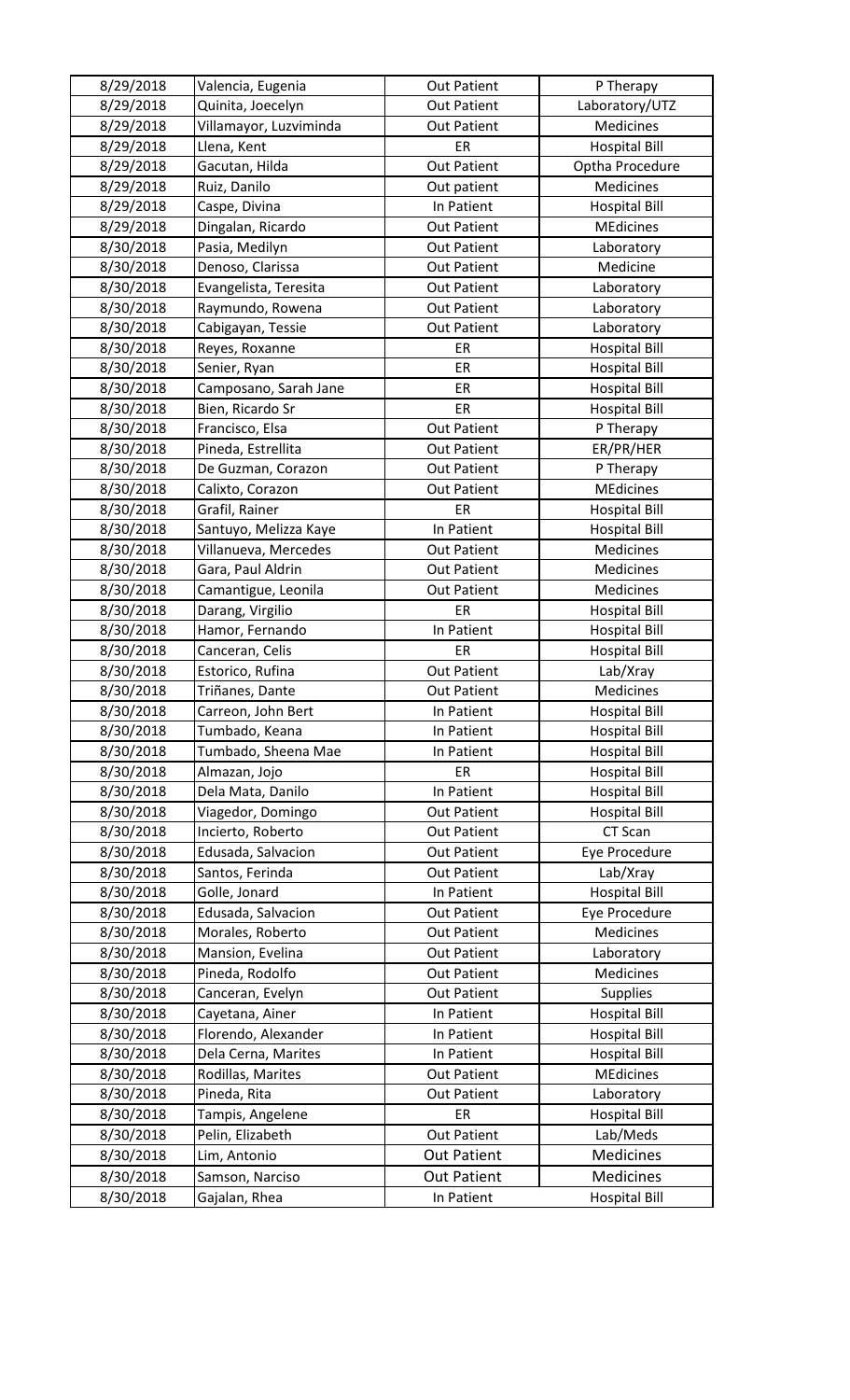| | | | |
|---|---|---|---|
| 8/29/2018 | Valencia, Eugenia | Out Patient | P Therapy |
| 8/29/2018 | Quinita, Joecelyn | Out Patient | Laboratory/UTZ |
| 8/29/2018 | Villamayor, Luzviminda | Out Patient | Medicines |
| 8/29/2018 | Llena, Kent | ER | Hospital Bill |
| 8/29/2018 | Gacutan, Hilda | Out Patient | Optha Procedure |
| 8/29/2018 | Ruiz, Danilo | Out patient | Medicines |
| 8/29/2018 | Caspe, Divina | In Patient | Hospital Bill |
| 8/29/2018 | Dingalan, Ricardo | Out Patient | MEdicines |
| 8/30/2018 | Pasia, Medilyn | Out Patient | Laboratory |
| 8/30/2018 | Denoso, Clarissa | Out Patient | Medicine |
| 8/30/2018 | Evangelista, Teresita | Out Patient | Laboratory |
| 8/30/2018 | Raymundo, Rowena | Out Patient | Laboratory |
| 8/30/2018 | Cabigayan, Tessie | Out Patient | Laboratory |
| 8/30/2018 | Reyes, Roxanne | ER | Hospital Bill |
| 8/30/2018 | Senier, Ryan | ER | Hospital Bill |
| 8/30/2018 | Camposano, Sarah Jane | ER | Hospital Bill |
| 8/30/2018 | Bien, Ricardo Sr | ER | Hospital Bill |
| 8/30/2018 | Francisco, Elsa | Out Patient | P Therapy |
| 8/30/2018 | Pineda, Estrellita | Out Patient | ER/PR/HER |
| 8/30/2018 | De Guzman, Corazon | Out Patient | P Therapy |
| 8/30/2018 | Calixto, Corazon | Out Patient | MEdicines |
| 8/30/2018 | Grafil, Rainer | ER | Hospital Bill |
| 8/30/2018 | Santuyo, Melizza Kaye | In Patient | Hospital Bill |
| 8/30/2018 | Villanueva, Mercedes | Out Patient | Medicines |
| 8/30/2018 | Gara, Paul Aldrin | Out Patient | Medicines |
| 8/30/2018 | Camantigue, Leonila | Out Patient | Medicines |
| 8/30/2018 | Darang, Virgilio | ER | Hospital Bill |
| 8/30/2018 | Hamor, Fernando | In Patient | Hospital Bill |
| 8/30/2018 | Canceran, Celis | ER | Hospital Bill |
| 8/30/2018 | Estorico, Rufina | Out Patient | Lab/Xray |
| 8/30/2018 | Triñanes, Dante | Out Patient | Medicines |
| 8/30/2018 | Carreon, John Bert | In Patient | Hospital Bill |
| 8/30/2018 | Tumbado, Keana | In Patient | Hospital Bill |
| 8/30/2018 | Tumbado, Sheena Mae | In Patient | Hospital Bill |
| 8/30/2018 | Almazan, Jojo | ER | Hospital Bill |
| 8/30/2018 | Dela Mata, Danilo | In Patient | Hospital Bill |
| 8/30/2018 | Viagedor, Domingo | Out Patient | Hospital Bill |
| 8/30/2018 | Incierto, Roberto | Out Patient | CT Scan |
| 8/30/2018 | Edusada, Salvacion | Out Patient | Eye Procedure |
| 8/30/2018 | Santos, Ferinda | Out Patient | Lab/Xray |
| 8/30/2018 | Golle, Jonard | In Patient | Hospital Bill |
| 8/30/2018 | Edusada, Salvacion | Out Patient | Eye Procedure |
| 8/30/2018 | Morales, Roberto | Out Patient | Medicines |
| 8/30/2018 | Mansion, Evelina | Out Patient | Laboratory |
| 8/30/2018 | Pineda, Rodolfo | Out Patient | Medicines |
| 8/30/2018 | Canceran, Evelyn | Out Patient | Supplies |
| 8/30/2018 | Cayetana, Ainer | In Patient | Hospital Bill |
| 8/30/2018 | Florendo, Alexander | In Patient | Hospital Bill |
| 8/30/2018 | Dela Cerna, Marites | In Patient | Hospital Bill |
| 8/30/2018 | Rodillas, Marites | Out Patient | MEdicines |
| 8/30/2018 | Pineda, Rita | Out Patient | Laboratory |
| 8/30/2018 | Tampis, Angelene | ER | Hospital Bill |
| 8/30/2018 | Pelin, Elizabeth | Out Patient | Lab/Meds |
| 8/30/2018 | Lim, Antonio | Out Patient | Medicines |
| 8/30/2018 | Samson, Narciso | Out Patient | Medicines |
| 8/30/2018 | Gajalan, Rhea | In Patient | Hospital Bill |